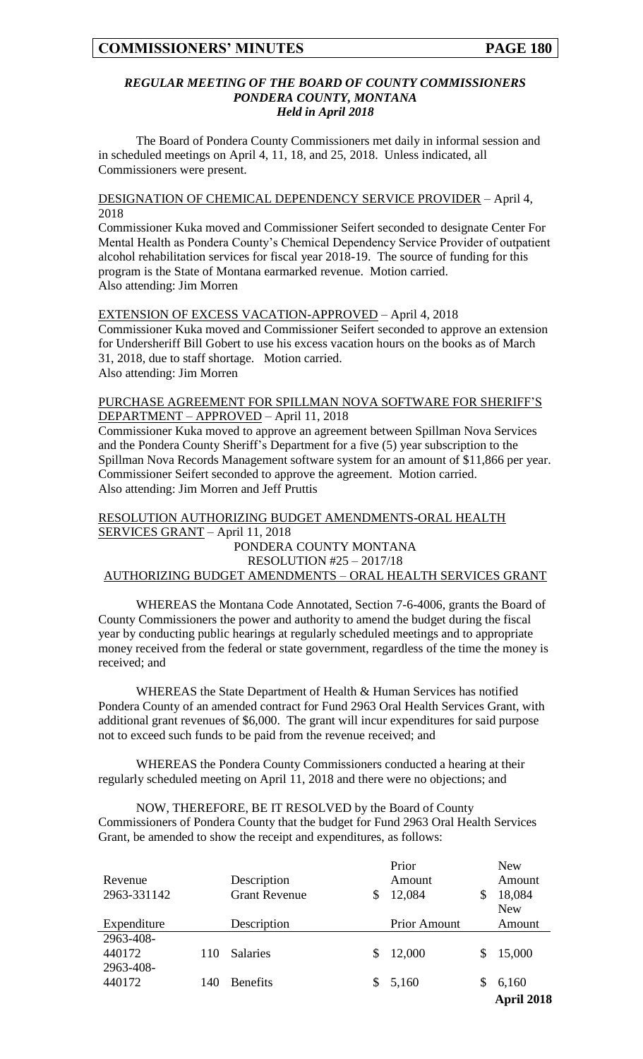### *REGULAR MEETING OF THE BOARD OF COUNTY COMMISSIONERS PONDERA COUNTY, MONTANA Held in April 2018*

The Board of Pondera County Commissioners met daily in informal session and in scheduled meetings on April 4, 11, 18, and 25, 2018. Unless indicated, all Commissioners were present.

DESIGNATION OF CHEMICAL DEPENDENCY SERVICE PROVIDER – April 4, 2018

Commissioner Kuka moved and Commissioner Seifert seconded to designate Center For Mental Health as Pondera County's Chemical Dependency Service Provider of outpatient alcohol rehabilitation services for fiscal year 2018-19. The source of funding for this program is the State of Montana earmarked revenue. Motion carried.
Also attending: Jim Morren

EXTENSION OF EXCESS VACATION-APPROVED – April 4, 2018

Commissioner Kuka moved and Commissioner Seifert seconded to approve an extension for Undersheriff Bill Gobert to use his excess vacation hours on the books as of March 31, 2018, due to staff shortage. Motion carried.
Also attending: Jim Morren

PURCHASE AGREEMENT FOR SPILLMAN NOVA SOFTWARE FOR SHERIFF'S DEPARTMENT – APPROVED – April 11, 2018

Commissioner Kuka moved to approve an agreement between Spillman Nova Services and the Pondera County Sheriff's Department for a five (5) year subscription to the Spillman Nova Records Management software system for an amount of $11,866 per year. Commissioner Seifert seconded to approve the agreement. Motion carried.
Also attending: Jim Morren and Jeff Pruttis

RESOLUTION AUTHORIZING BUDGET AMENDMENTS-ORAL HEALTH SERVICES GRANT – April 11, 2018

PONDERA COUNTY MONTANA
RESOLUTION #25 – 2017/18
AUTHORIZING BUDGET AMENDMENTS – ORAL HEALTH SERVICES GRANT

WHEREAS the Montana Code Annotated, Section 7-6-4006, grants the Board of County Commissioners the power and authority to amend the budget during the fiscal year by conducting public hearings at regularly scheduled meetings and to appropriate money received from the federal or state government, regardless of the time the money is received; and

WHEREAS the State Department of Health & Human Services has notified Pondera County of an amended contract for Fund 2963 Oral Health Services Grant, with additional grant revenues of $6,000. The grant will incur expenditures for said purpose not to exceed such funds to be paid from the revenue received; and

WHEREAS the Pondera County Commissioners conducted a hearing at their regularly scheduled meeting on April 11, 2018 and there were no objections; and

NOW, THEREFORE, BE IT RESOLVED by the Board of County Commissioners of Pondera County that the budget for Fund 2963 Oral Health Services Grant, be amended to show the receipt and expenditures, as follows:

| Revenue | | Description | Prior Amount | New Amount |
|---|---|---|---|---|
| 2963-331142 | | Grant Revenue | $ 12,084 | $ 18,084 |
| Expenditure | | Description | Prior Amount | New Amount |
| 2963-408-440172 | 110 | Salaries | $ 12,000 | $ 15,000 |
| 2963-408-440172 | 140 | Benefits | $ 5,160 | $ 6,160 |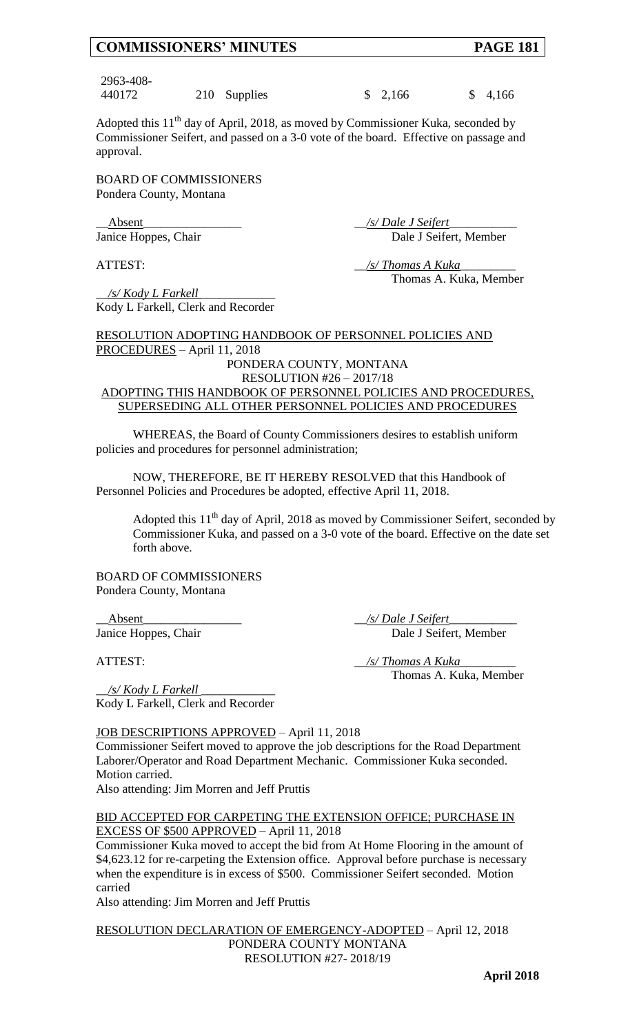| 2963-408-440172 | 210 | Supplies | $ 2,166 | $ 4,166 |
|---|---|---|---|---|

Adopted this 11th day of April, 2018, as moved by Commissioner Kuka, seconded by Commissioner Seifert, and passed on a 3-0 vote of the board. Effective on passage and approval.

BOARD OF COMMISSIONERS
Pondera County, Montana

__Absent________________ Janice Hoppes, Chair

__/s/ Dale J Seifert___________ Dale J Seifert, Member

ATTEST:

__/s/ Thomas A Kuka_________ Thomas A. Kuka, Member

__/s/ Kody L Farkell____________ Kody L Farkell, Clerk and Recorder

RESOLUTION ADOPTING HANDBOOK OF PERSONNEL POLICIES AND PROCEDURES – April 11, 2018

PONDERA COUNTY, MONTANA
RESOLUTION #26 – 2017/18
ADOPTING THIS HANDBOOK OF PERSONNEL POLICIES AND PROCEDURES, SUPERSEDING ALL OTHER PERSONNEL POLICIES AND PROCEDURES

WHEREAS, the Board of County Commissioners desires to establish uniform policies and procedures for personnel administration;

NOW, THEREFORE, BE IT HEREBY RESOLVED that this Handbook of Personnel Policies and Procedures be adopted, effective April 11, 2018.

Adopted this 11th day of April, 2018 as moved by Commissioner Seifert, seconded by Commissioner Kuka, and passed on a 3-0 vote of the board. Effective on the date set forth above.

BOARD OF COMMISSIONERS
Pondera County, Montana

__Absent________________ Janice Hoppes, Chair

__/s/ Dale J Seifert___________ Dale J Seifert, Member

ATTEST:

__/s/ Thomas A Kuka_________ Thomas A. Kuka, Member

__/s/ Kody L Farkell____________ Kody L Farkell, Clerk and Recorder

JOB DESCRIPTIONS APPROVED – April 11, 2018

Commissioner Seifert moved to approve the job descriptions for the Road Department Laborer/Operator and Road Department Mechanic. Commissioner Kuka seconded. Motion carried.
Also attending: Jim Morren and Jeff Pruttis

BID ACCEPTED FOR CARPETING THE EXTENSION OFFICE; PURCHASE IN EXCESS OF $500 APPROVED – April 11, 2018

Commissioner Kuka moved to accept the bid from At Home Flooring in the amount of $4,623.12 for re-carpeting the Extension office. Approval before purchase is necessary when the expenditure is in excess of $500. Commissioner Seifert seconded. Motion carried
Also attending: Jim Morren and Jeff Pruttis

RESOLUTION DECLARATION OF EMERGENCY-ADOPTED – April 12, 2018

PONDERA COUNTY MONTANA
RESOLUTION #27- 2018/19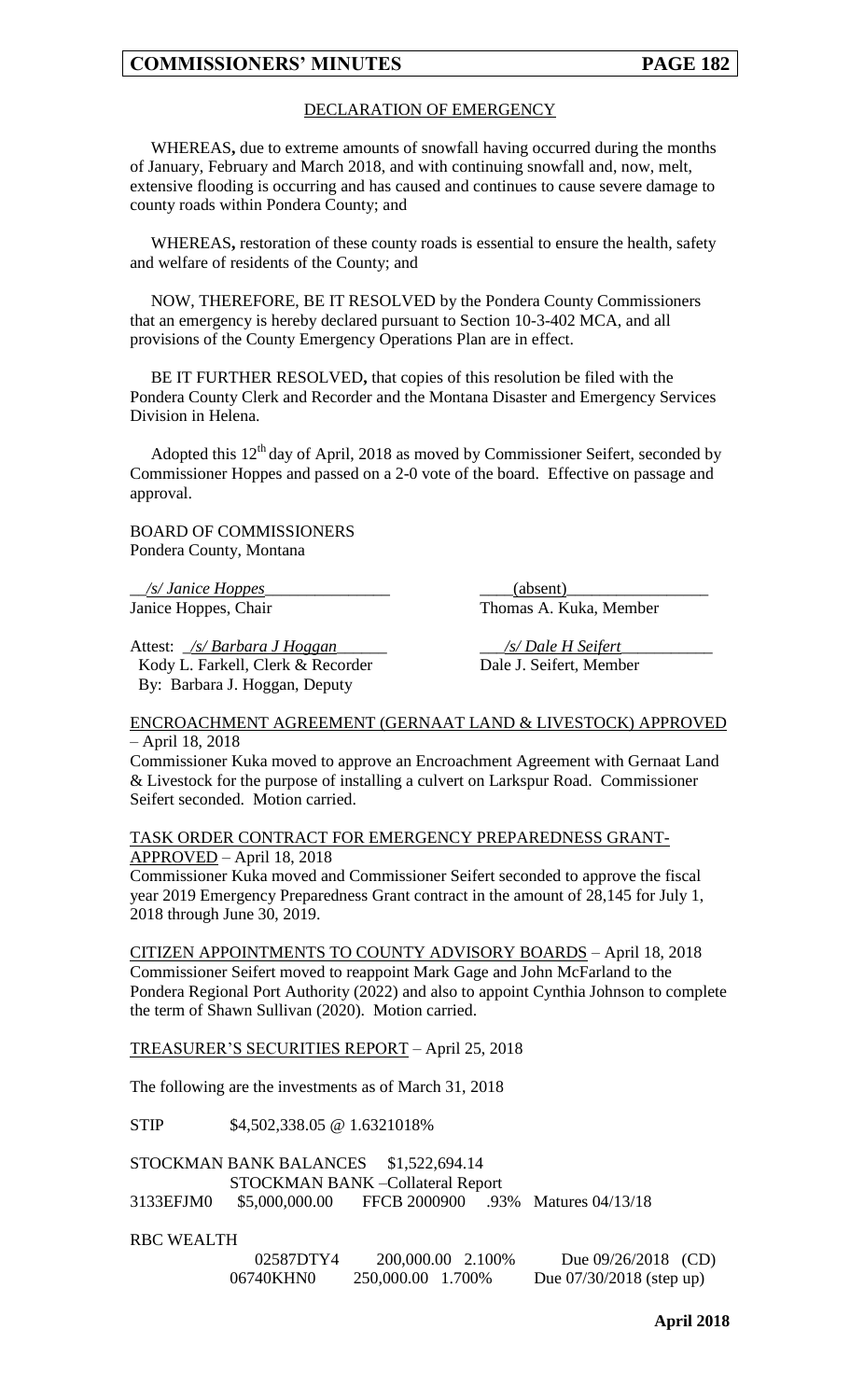## DECLARATION OF EMERGENCY

WHEREAS**,** due to extreme amounts of snowfall having occurred during the months of January, February and March 2018, and with continuing snowfall and, now, melt, extensive flooding is occurring and has caused and continues to cause severe damage to county roads within Pondera County; and

WHEREAS**,** restoration of these county roads is essential to ensure the health, safety and welfare of residents of the County; and

NOW, THEREFORE, BE IT RESOLVED by the Pondera County Commissioners that an emergency is hereby declared pursuant to Section 10-3-402 MCA, and all provisions of the County Emergency Operations Plan are in effect.

BE IT FURTHER RESOLVED**,** that copies of this resolution be filed with the Pondera County Clerk and Recorder and the Montana Disaster and Emergency Services Division in Helena.

Adopted this 12th day of April, 2018 as moved by Commissioner Seifert, seconded by Commissioner Hoppes and passed on a 2-0 vote of the board. Effective on passage and approval.

BOARD OF COMMISSIONERS
Pondera County, Montana

*/s/ Janice Hoppes*
Janice Hoppes, Chair

(absent)
Thomas A. Kuka, Member

Attest: */s/ Barbara J Hoggan*
Kody L. Farkell, Clerk & Recorder
By: Barbara J. Hoggan, Deputy

*/s/ Dale H Seifert*
Dale J. Seifert, Member

ENCROACHMENT AGREEMENT (GERNAAT LAND & LIVESTOCK) APPROVED – April 18, 2018

Commissioner Kuka moved to approve an Encroachment Agreement with Gernaat Land & Livestock for the purpose of installing a culvert on Larkspur Road. Commissioner Seifert seconded. Motion carried.

TASK ORDER CONTRACT FOR EMERGENCY PREPAREDNESS GRANT-APPROVED – April 18, 2018

Commissioner Kuka moved and Commissioner Seifert seconded to approve the fiscal year 2019 Emergency Preparedness Grant contract in the amount of 28,145 for July 1, 2018 through June 30, 2019.

CITIZEN APPOINTMENTS TO COUNTY ADVISORY BOARDS – April 18, 2018

Commissioner Seifert moved to reappoint Mark Gage and John McFarland to the Pondera Regional Port Authority (2022) and also to appoint Cynthia Johnson to complete the term of Shawn Sullivan (2020). Motion carried.

TREASURER'S SECURITIES REPORT – April 25, 2018

The following are the investments as of March 31, 2018

STIP $4,502,338.05 @ 1.6321018%

STOCKMAN BANK BALANCES $1,522,694.14

STOCKMAN BANK –Collateral Report

3133EFJM0 $5,000,000.00 FFCB 2000900 .93% Matures 04/13/18

RBC WEALTH

| | | | |
|---|---|---|---|
| 02587DTY4 | 200,000.00 | 2.100% | Due 09/26/2018 (CD) |
| 06740KHN0 | 250,000.00 | 1.700% | Due 07/30/2018 (step up) |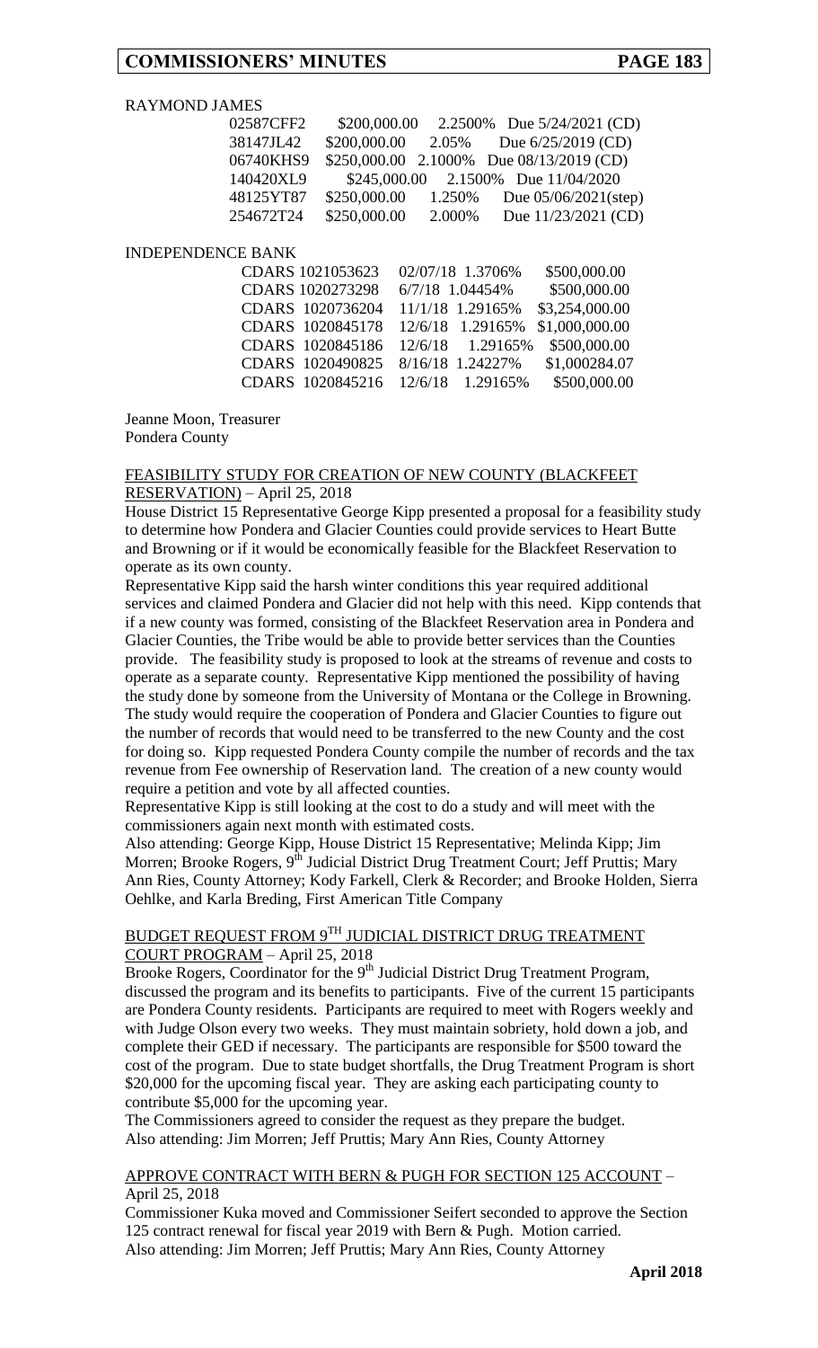RAYMOND JAMES

| | | | |
|---|---|---|---|
| 02587CFF2 | \$200,000.00 | 2.2500% | Due 5/24/2021 (CD) |
| 38147JL42 | \$200,000.00 | 2.05% | Due 6/25/2019 (CD) |
| 06740KHS9 | \$250,000.00 | 2.1000% | Due 08/13/2019 (CD) |
| 140420XL9 | \$245,000.00 | 2.1500% | Due 11/04/2020 |
| 48125YT87 | \$250,000.00 | 1.250% | Due 05/06/2021(step) |
| 254672T24 | \$250,000.00 | 2.000% | Due 11/23/2021 (CD) |

INDEPENDENCE BANK

| | | | |
|---|---|---|---|
| CDARS 1021053623 | 02/07/18 | 1.3706% | \$500,000.00 |
| CDARS 1020273298 | 6/7/18 | 1.04454% | \$500,000.00 |
| CDARS 1020736204 | 11/1/18 | 1.29165% | \$3,254,000.00 |
| CDARS 1020845178 | 12/6/18 | 1.29165% | \$1,000,000.00 |
| CDARS 1020845186 | 12/6/18 | 1.29165% | \$500,000.00 |
| CDARS 1020490825 | 8/16/18 | 1.24227% | \$1,000284.07 |
| CDARS 1020845216 | 12/6/18 | 1.29165% | \$500,000.00 |

Jeanne Moon, Treasurer
Pondera County

FEASIBILITY STUDY FOR CREATION OF NEW COUNTY (BLACKFEET RESERVATION) – April 25, 2018

House District 15 Representative George Kipp presented a proposal for a feasibility study to determine how Pondera and Glacier Counties could provide services to Heart Butte and Browning or if it would be economically feasible for the Blackfeet Reservation to operate as its own county.

Representative Kipp said the harsh winter conditions this year required additional services and claimed Pondera and Glacier did not help with this need. Kipp contends that if a new county was formed, consisting of the Blackfeet Reservation area in Pondera and Glacier Counties, the Tribe would be able to provide better services than the Counties provide. The feasibility study is proposed to look at the streams of revenue and costs to operate as a separate county. Representative Kipp mentioned the possibility of having the study done by someone from the University of Montana or the College in Browning. The study would require the cooperation of Pondera and Glacier Counties to figure out the number of records that would need to be transferred to the new County and the cost for doing so. Kipp requested Pondera County compile the number of records and the tax revenue from Fee ownership of Reservation land. The creation of a new county would require a petition and vote by all affected counties.

Representative Kipp is still looking at the cost to do a study and will meet with the commissioners again next month with estimated costs.

Also attending: George Kipp, House District 15 Representative; Melinda Kipp; Jim Morren; Brooke Rogers, 9th Judicial District Drug Treatment Court; Jeff Pruttis; Mary Ann Ries, County Attorney; Kody Farkell, Clerk & Recorder; and Brooke Holden, Sierra Oehlke, and Karla Breding, First American Title Company

BUDGET REQUEST FROM 9TH JUDICIAL DISTRICT DRUG TREATMENT COURT PROGRAM – April 25, 2018

Brooke Rogers, Coordinator for the 9th Judicial District Drug Treatment Program, discussed the program and its benefits to participants. Five of the current 15 participants are Pondera County residents. Participants are required to meet with Rogers weekly and with Judge Olson every two weeks. They must maintain sobriety, hold down a job, and complete their GED if necessary. The participants are responsible for \$500 toward the cost of the program. Due to state budget shortfalls, the Drug Treatment Program is short \$20,000 for the upcoming fiscal year. They are asking each participating county to contribute \$5,000 for the upcoming year.

The Commissioners agreed to consider the request as they prepare the budget.

Also attending: Jim Morren; Jeff Pruttis; Mary Ann Ries, County Attorney

APPROVE CONTRACT WITH BERN & PUGH FOR SECTION 125 ACCOUNT – April 25, 2018

Commissioner Kuka moved and Commissioner Seifert seconded to approve the Section 125 contract renewal for fiscal year 2019 with Bern & Pugh. Motion carried.

Also attending: Jim Morren; Jeff Pruttis; Mary Ann Ries, County Attorney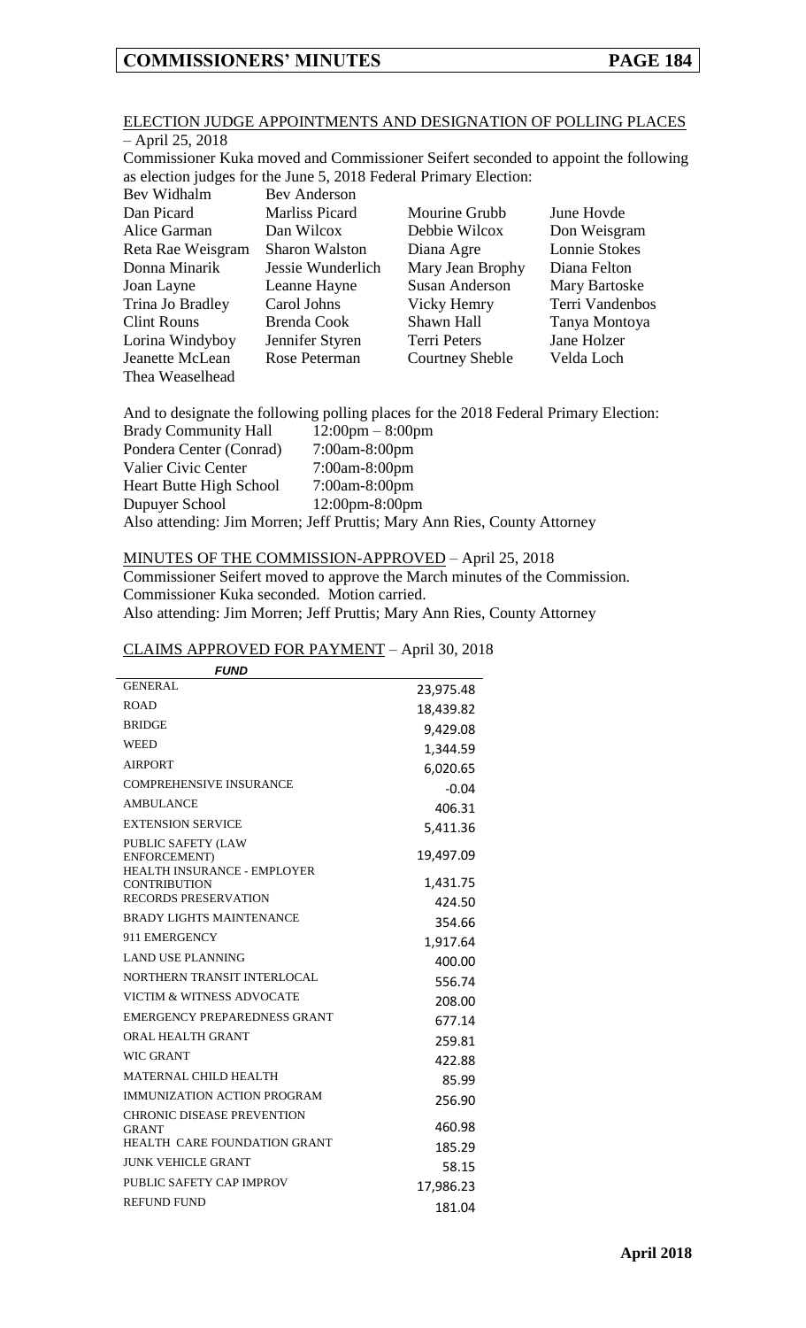## ELECTION JUDGE APPOINTMENTS AND DESIGNATION OF POLLING PLACES – April 25, 2018

Commissioner Kuka moved and Commissioner Seifert seconded to appoint the following as election judges for the June 5, 2018 Federal Primary Election:

| | | | |
|---|---|---|---|
| Bev Widhalm | Bev Anderson | | |
| Dan Picard | Marliss Picard | Mourine Grubb | June Hovde |
| Alice Garman | Dan Wilcox | Debbie Wilcox | Don Weisgram |
| Reta Rae Weisgram | Sharon Walston | Diana Agre | Lonnie Stokes |
| Donna Minarik | Jessie Wunderlich | Mary Jean Brophy | Diana Felton |
| Joan Layne | Leanne Hayne | Susan Anderson | Mary Bartoske |
| Trina Jo Bradley | Carol Johns | Vicky Hemry | Terri Vandenbos |
| Clint Rouns | Brenda Cook | Shawn Hall | Tanya Montoya |
| Lorina Windyboy | Jennifer Styren | Terri Peters | Jane Holzer |
| Jeanette McLean | Rose Peterman | Courtney Sheble | Velda Loch |
| Thea Weaselhead | | | |

And to designate the following polling places for the 2018 Federal Primary Election:

| | |
|---|---|
| Brady Community Hall | 12:00pm – 8:00pm |
| Pondera Center (Conrad) | 7:00am-8:00pm |
| Valier Civic Center | 7:00am-8:00pm |
| Heart Butte High School | 7:00am-8:00pm |
| Dupuyer School | 12:00pm-8:00pm |

Also attending: Jim Morren; Jeff Pruttis; Mary Ann Ries, County Attorney

## MINUTES OF THE COMMISSION-APPROVED – April 25, 2018

Commissioner Seifert moved to approve the March minutes of the Commission. Commissioner Kuka seconded. Motion carried.

Also attending: Jim Morren; Jeff Pruttis; Mary Ann Ries, County Attorney

## CLAIMS APPROVED FOR PAYMENT – April 30, 2018

| *FUND* | |
|---|---|
| GENERAL | 23,975.48 |
| ROAD | 18,439.82 |
| BRIDGE | 9,429.08 |
| WEED | 1,344.59 |
| AIRPORT | 6,020.65 |
| COMPREHENSIVE INSURANCE | -0.04 |
| AMBULANCE | 406.31 |
| EXTENSION SERVICE | 5,411.36 |
| PUBLIC SAFETY (LAW ENFORCEMENT) | 19,497.09 |
| HEALTH INSURANCE - EMPLOYER CONTRIBUTION | 1,431.75 |
| RECORDS PRESERVATION | 424.50 |
| BRADY LIGHTS MAINTENANCE | 354.66 |
| 911 EMERGENCY | 1,917.64 |
| LAND USE PLANNING | 400.00 |
| NORTHERN TRANSIT INTERLOCAL | 556.74 |
| VICTIM & WITNESS ADVOCATE | 208.00 |
| EMERGENCY PREPAREDNESS GRANT | 677.14 |
| ORAL HEALTH GRANT | 259.81 |
| WIC GRANT | 422.88 |
| MATERNAL CHILD HEALTH | 85.99 |
| IMMUNIZATION ACTION PROGRAM | 256.90 |
| CHRONIC DISEASE PREVENTION GRANT | 460.98 |
| HEALTH CARE FOUNDATION GRANT | 185.29 |
| JUNK VEHICLE GRANT | 58.15 |
| PUBLIC SAFETY CAP IMPROV | 17,986.23 |
| REFUND FUND | 181.04 |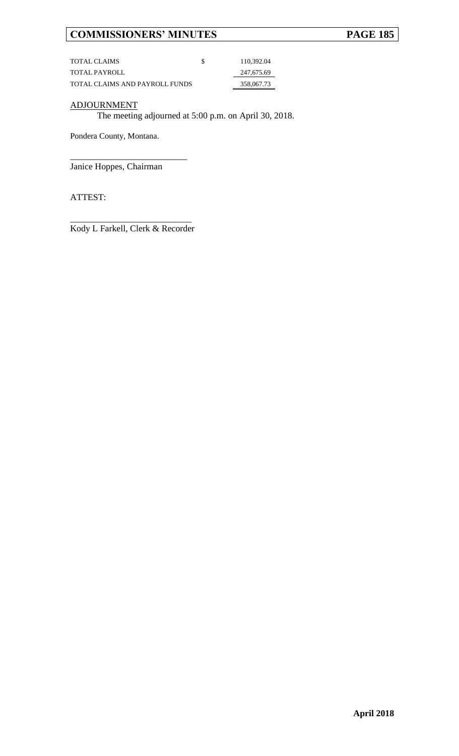| | | |
|---|---|---|
| TOTAL CLAIMS | $ | 110,392.04 |
| TOTAL PAYROLL | | 247,675.69 |
| TOTAL CLAIMS AND PAYROLL FUNDS | | 358,067.73 |

ADJOURNMENT

The meeting adjourned at 5:00 p.m. on April 30, 2018.

Pondera County, Montana.

___________________________
Janice Hoppes, Chairman

ATTEST:

____________________________
Kody L Farkell, Clerk & Recorder